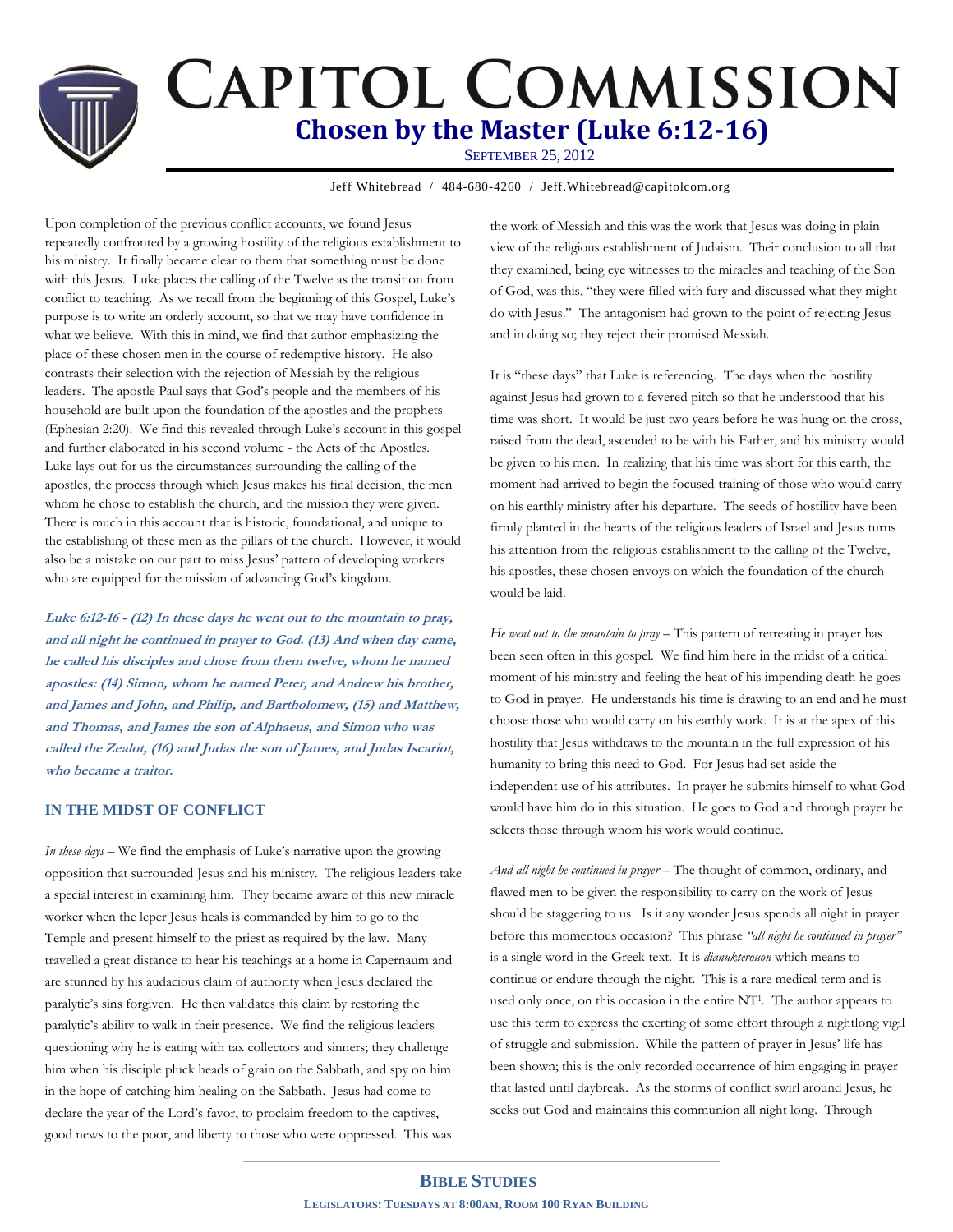# CAPITOL COMMISSION

## Chosen by the Master (Luke 6:12-16)

SEPTEMBER 25, 2012

Jeff Whitebread / 484-680-4260 / Jeff.Whitebread@capitolcom.org

Upon completion of the previous conflict accounts, we found Jesus repeatedly confronted by a growing hostility of the religious establishment to his ministry. It finally became clear to them that something must be done with this Jesus. Luke places the calling of the Twelve as the transition from conflict to teaching. As we recall from the beginning of this Gospel, Luke's purpose is to write an orderly account, so that we may have confidence in what we believe. With this in mind, we find that author emphasizing the place of these chosen men in the course of redemptive history. He also contrasts their selection with the rejection of Messiah by the religious leaders. The apostle Paul says that God's people and the members of his household are built upon the foundation of the apostles and the prophets (Ephesian 2:20). We find this revealed through Luke's account in this gospel and further elaborated in his second volume - the Acts of the Apostles. Luke lays out for us the circumstances surrounding the calling of the apostles, the process through which Jesus makes his final decision, the men whom he chose to establish the church, and the mission they were given. There is much in this account that is historic, foundational, and unique to the establishing of these men as the pillars of the church. However, it would also be a mistake on our part to miss Jesus' pattern of developing workers who are equipped for the mission of advancing God's kingdom.

***Luke 6:12-16 - (12) In these days he went out to the mountain to pray, and all night he continued in prayer to God. (13) And when day came, he called his disciples and chose from them twelve, whom he named apostles: (14) Simon, whom he named Peter, and Andrew his brother, and James and John, and Philip, and Bartholomew, (15) and Matthew, and Thomas, and James the son of Alphaeus, and Simon who was called the Zealot, (16) and Judas the son of James, and Judas Iscariot, who became a traitor.***

### IN THE MIDST OF CONFLICT

*In these days* – We find the emphasis of Luke's narrative upon the growing opposition that surrounded Jesus and his ministry. The religious leaders take a special interest in examining him. They became aware of this new miracle worker when the leper Jesus heals is commanded by him to go to the Temple and present himself to the priest as required by the law. Many travelled a great distance to hear his teachings at a home in Capernaum and are stunned by his audacious claim of authority when Jesus declared the paralytic's sins forgiven. He then validates this claim by restoring the paralytic's ability to walk in their presence. We find the religious leaders questioning why he is eating with tax collectors and sinners; they challenge him when his disciple pluck heads of grain on the Sabbath, and spy on him in the hope of catching him healing on the Sabbath. Jesus had come to declare the year of the Lord's favor, to proclaim freedom to the captives, good news to the poor, and liberty to those who were oppressed. This was the work of Messiah and this was the work that Jesus was doing in plain view of the religious establishment of Judaism. Their conclusion to all that they examined, being eye witnesses to the miracles and teaching of the Son of God, was this, "they were filled with fury and discussed what they might do with Jesus." The antagonism had grown to the point of rejecting Jesus and in doing so; they reject their promised Messiah.

It is "these days" that Luke is referencing. The days when the hostility against Jesus had grown to a fevered pitch so that he understood that his time was short. It would be just two years before he was hung on the cross, raised from the dead, ascended to be with his Father, and his ministry would be given to his men. In realizing that his time was short for this earth, the moment had arrived to begin the focused training of those who would carry on his earthly ministry after his departure. The seeds of hostility have been firmly planted in the hearts of the religious leaders of Israel and Jesus turns his attention from the religious establishment to the calling of the Twelve, his apostles, these chosen envoys on which the foundation of the church would be laid.

*He went out to the mountain to pray* – This pattern of retreating in prayer has been seen often in this gospel. We find him here in the midst of a critical moment of his ministry and feeling the heat of his impending death he goes to God in prayer. He understands his time is drawing to an end and he must choose those who would carry on his earthly work. It is at the apex of this hostility that Jesus withdraws to the mountain in the full expression of his humanity to bring this need to God. For Jesus had set aside the independent use of his attributes. In prayer he submits himself to what God would have him do in this situation. He goes to God and through prayer he selects those through whom his work would continue.

*And all night he continued in prayer* – The thought of common, ordinary, and flawed men to be given the responsibility to carry on the work of Jesus should be staggering to us. Is it any wonder Jesus spends all night in prayer before this momentous occasion? This phrase *"all night he continued in prayer"* is a single word in the Greek text. It is *dianukterouon* which means to continue or endure through the night. This is a rare medical term and is used only once, on this occasion in the entire NT[1]. The author appears to use this term to express the exerting of some effort through a nightlong vigil of struggle and submission. While the pattern of prayer in Jesus' life has been shown; this is the only recorded occurrence of him engaging in prayer that lasted until daybreak. As the storms of conflict swirl around Jesus, he seeks out God and maintains this communion all night long. Through

**BIBLE STUDIES**

**LEGISLATORS: TUESDAYS AT 8:00AM, ROOM 100 RYAN BUILDING**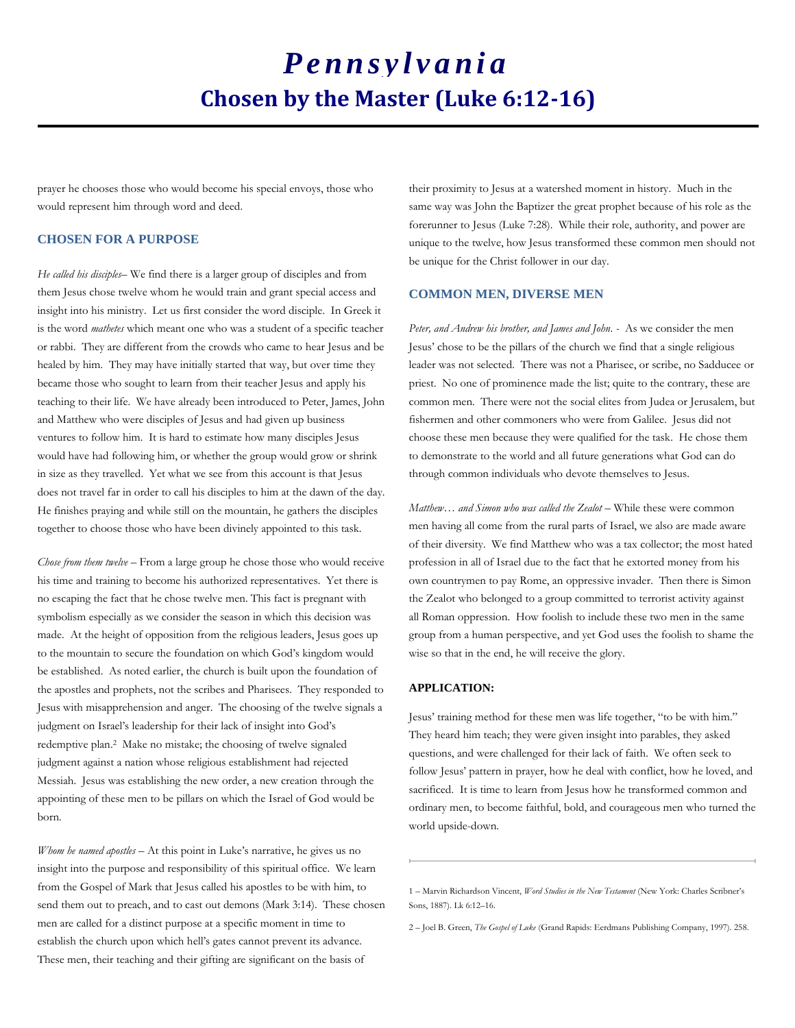# *Pennsylvania*

## Chosen by the Master (Luke 6:12-16)

prayer he chooses those who would become his special envoys, those who would represent him through word and deed.

### CHOSEN FOR A PURPOSE

*He called his disciples*– We find there is a larger group of disciples and from them Jesus chose twelve whom he would train and grant special access and insight into his ministry. Let us first consider the word disciple. In Greek it is the word *mathetes* which meant one who was a student of a specific teacher or rabbi. They are different from the crowds who came to hear Jesus and be healed by him. They may have initially started that way, but over time they became those who sought to learn from their teacher Jesus and apply his teaching to their life. We have already been introduced to Peter, James, John and Matthew who were disciples of Jesus and had given up business ventures to follow him. It is hard to estimate how many disciples Jesus would have had following him, or whether the group would grow or shrink in size as they travelled. Yet what we see from this account is that Jesus does not travel far in order to call his disciples to him at the dawn of the day. He finishes praying and while still on the mountain, he gathers the disciples together to choose those who have been divinely appointed to this task.

*Chose from them twelve* – From a large group he chose those who would receive his time and training to become his authorized representatives. Yet there is no escaping the fact that he chose twelve men. This fact is pregnant with symbolism especially as we consider the season in which this decision was made. At the height of opposition from the religious leaders, Jesus goes up to the mountain to secure the foundation on which God's kingdom would be established. As noted earlier, the church is built upon the foundation of the apostles and prophets, not the scribes and Pharisees. They responded to Jesus with misapprehension and anger. The choosing of the twelve signals a judgment on Israel's leadership for their lack of insight into God's redemptive plan.[2] Make no mistake; the choosing of twelve signaled judgment against a nation whose religious establishment had rejected Messiah. Jesus was establishing the new order, a new creation through the appointing of these men to be pillars on which the Israel of God would be born.

*Whom he named apostles* – At this point in Luke's narrative, he gives us no insight into the purpose and responsibility of this spiritual office. We learn from the Gospel of Mark that Jesus called his apostles to be with him, to send them out to preach, and to cast out demons (Mark 3:14). These chosen men are called for a distinct purpose at a specific moment in time to establish the church upon which hell's gates cannot prevent its advance. These men, their teaching and their gifting are significant on the basis of their proximity to Jesus at a watershed moment in history. Much in the same way was John the Baptizer the great prophet because of his role as the forerunner to Jesus (Luke 7:28). While their role, authority, and power are unique to the twelve, how Jesus transformed these common men should not be unique for the Christ follower in our day.

### COMMON MEN, DIVERSE MEN

*Peter, and Andrew his brother, and James and John*. - As we consider the men Jesus' chose to be the pillars of the church we find that a single religious leader was not selected. There was not a Pharisee, or scribe, no Sadducee or priest. No one of prominence made the list; quite to the contrary, these are common men. There were not the social elites from Judea or Jerusalem, but fishermen and other commoners who were from Galilee. Jesus did not choose these men because they were qualified for the task. He chose them to demonstrate to the world and all future generations what God can do through common individuals who devote themselves to Jesus.

*Matthew… and Simon who was called the Zealot* – While these were common men having all come from the rural parts of Israel, we also are made aware of their diversity. We find Matthew who was a tax collector; the most hated profession in all of Israel due to the fact that he extorted money from his own countrymen to pay Rome, an oppressive invader. Then there is Simon the Zealot who belonged to a group committed to terrorist activity against all Roman oppression. How foolish to include these two men in the same group from a human perspective, and yet God uses the foolish to shame the wise so that in the end, he will receive the glory.

### APPLICATION:

Jesus' training method for these men was life together, "to be with him." They heard him teach; they were given insight into parables, they asked questions, and were challenged for their lack of faith. We often seek to follow Jesus' pattern in prayer, how he deal with conflict, how he loved, and sacrificed. It is time to learn from Jesus how he transformed common and ordinary men, to become faithful, bold, and courageous men who turned the world upside-down.

---

1 – Marvin Richardson Vincent, *Word Studies in the New Testament* (New York: Charles Scribner's Sons, 1887). Lk 6:12–16.

2 – Joel B. Green, *The Gospel of Luke* (Grand Rapids: Eerdmans Publishing Company, 1997). 258.